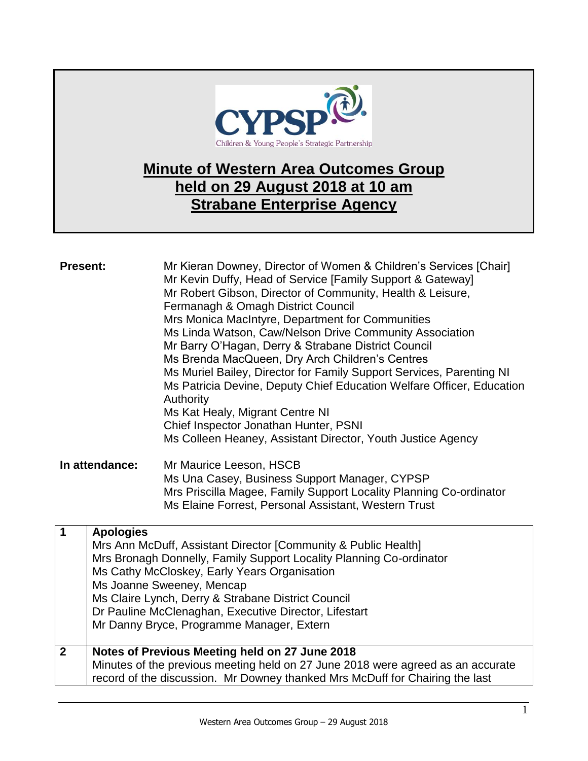CYPSP
Children & Young People's Strategic Partnership

# Minute of Western Area Outcomes Group held on 29 August 2018 at 10 am Strabane Enterprise Agency

**Present:**

Mr Kieran Downey, Director of Women & Children's Services [Chair]
Mr Kevin Duffy, Head of Service [Family Support & Gateway]
Mr Robert Gibson, Director of Community, Health & Leisure, Fermanagh & Omagh District Council
Mrs Monica MacIntyre, Department for Communities
Ms Linda Watson, Caw/Nelson Drive Community Association
Mr Barry O'Hagan, Derry & Strabane District Council
Ms Brenda MacQueen, Dry Arch Children's Centres
Ms Muriel Bailey, Director for Family Support Services, Parenting NI
Ms Patricia Devine, Deputy Chief Education Welfare Officer, Education Authority
Ms Kat Healy, Migrant Centre NI
Chief Inspector Jonathan Hunter, PSNI
Ms Colleen Heaney, Assistant Director, Youth Justice Agency

**In attendance:**

Mr Maurice Leeson, HSCB
Ms Una Casey, Business Support Manager, CYPSP
Mrs Priscilla Magee, Family Support Locality Planning Co-ordinator
Ms Elaine Forrest, Personal Assistant, Western Trust

| | |
|---|---|
| **1** | **Apologies**<br>Mrs Ann McDuff, Assistant Director [Community & Public Health]<br>Mrs Bronagh Donnelly, Family Support Locality Planning Co-ordinator<br>Ms Cathy McCloskey, Early Years Organisation<br>Ms Joanne Sweeney, Mencap<br>Ms Claire Lynch, Derry & Strabane District Council<br>Dr Pauline McClenaghan, Executive Director, Lifestart<br>Mr Danny Bryce, Programme Manager, Extern |
| **2** | **Notes of Previous Meeting held on 27 June 2018**<br>Minutes of the previous meeting held on 27 June 2018 were agreed as an accurate record of the discussion. Mr Downey thanked Mrs McDuff for Chairing the last |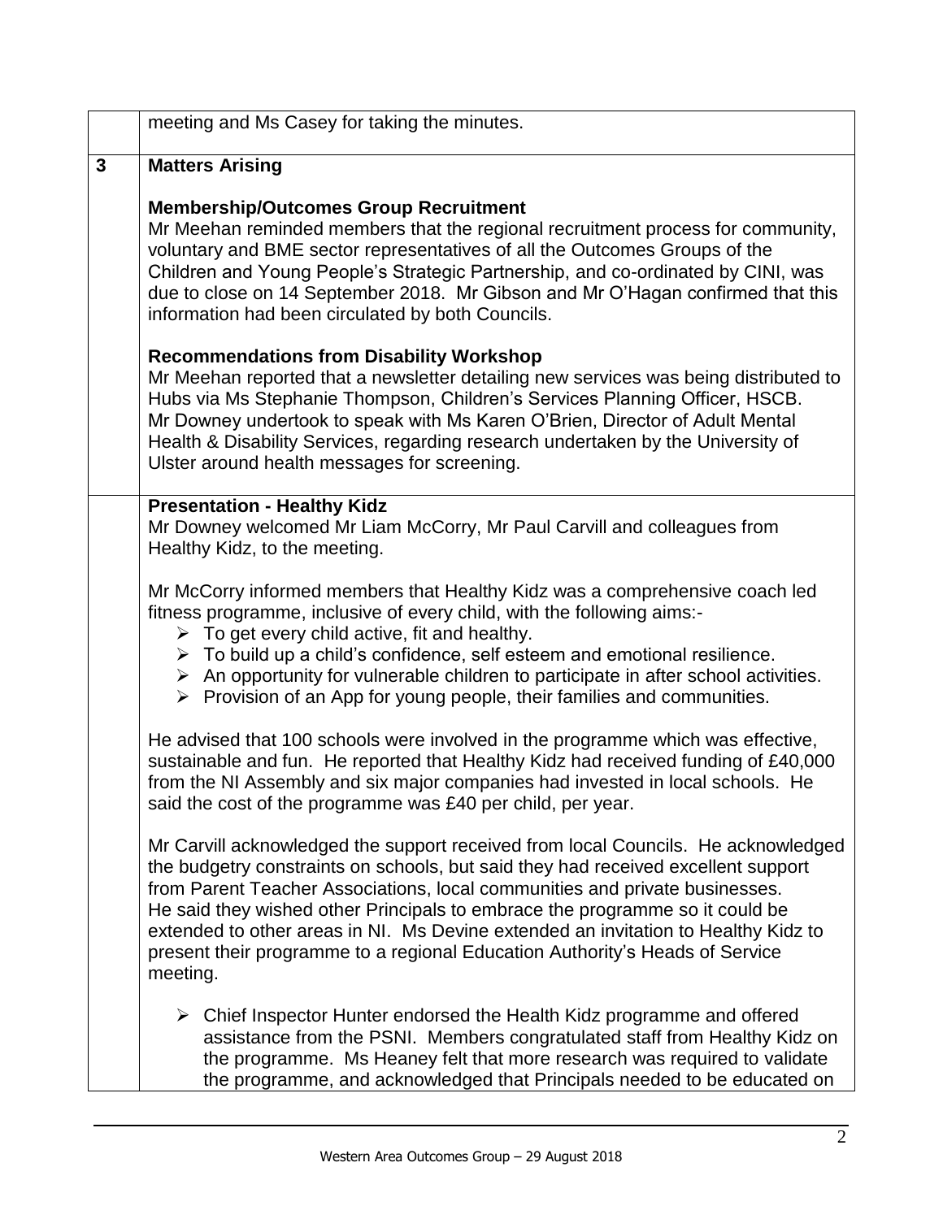| | |
|---|---|
| | meeting and Ms Casey for taking the minutes. |
| **3** | **Matters Arising**<br><br>**Membership/Outcomes Group Recruitment**<br>Mr Meehan reminded members that the regional recruitment process for community, voluntary and BME sector representatives of all the Outcomes Groups of the Children and Young People's Strategic Partnership, and co-ordinated by CINI, was due to close on 14 September 2018. Mr Gibson and Mr O'Hagan confirmed that this information had been circulated by both Councils.<br><br>**Recommendations from Disability Workshop**<br>Mr Meehan reported that a newsletter detailing new services was being distributed to Hubs via Ms Stephanie Thompson, Children's Services Planning Officer, HSCB. Mr Downey undertook to speak with Ms Karen O'Brien, Director of Adult Mental Health & Disability Services, regarding research undertaken by the University of Ulster around health messages for screening. |
| | **Presentation - Healthy Kidz**<br>Mr Downey welcomed Mr Liam McCorry, Mr Paul Carvill and colleagues from Healthy Kidz, to the meeting.<br><br>Mr McCorry informed members that Healthy Kidz was a comprehensive coach led fitness programme, inclusive of every child, with the following aims:-<br>➢ To get every child active, fit and healthy.<br>➢ To build up a child's confidence, self esteem and emotional resilience.<br>➢ An opportunity for vulnerable children to participate in after school activities.<br>➢ Provision of an App for young people, their families and communities.<br><br>He advised that 100 schools were involved in the programme which was effective, sustainable and fun. He reported that Healthy Kidz had received funding of £40,000 from the NI Assembly and six major companies had invested in local schools. He said the cost of the programme was £40 per child, per year.<br><br>Mr Carvill acknowledged the support received from local Councils. He acknowledged the budgetry constraints on schools, but said they had received excellent support from Parent Teacher Associations, local communities and private businesses. He said they wished other Principals to embrace the programme so it could be extended to other areas in NI. Ms Devine extended an invitation to Healthy Kidz to present their programme to a regional Education Authority's Heads of Service meeting.<br><br>➢ Chief Inspector Hunter endorsed the Health Kidz programme and offered assistance from the PSNI. Members congratulated staff from Healthy Kidz on the programme. Ms Heaney felt that more research was required to validate the programme, and acknowledged that Principals needed to be educated on |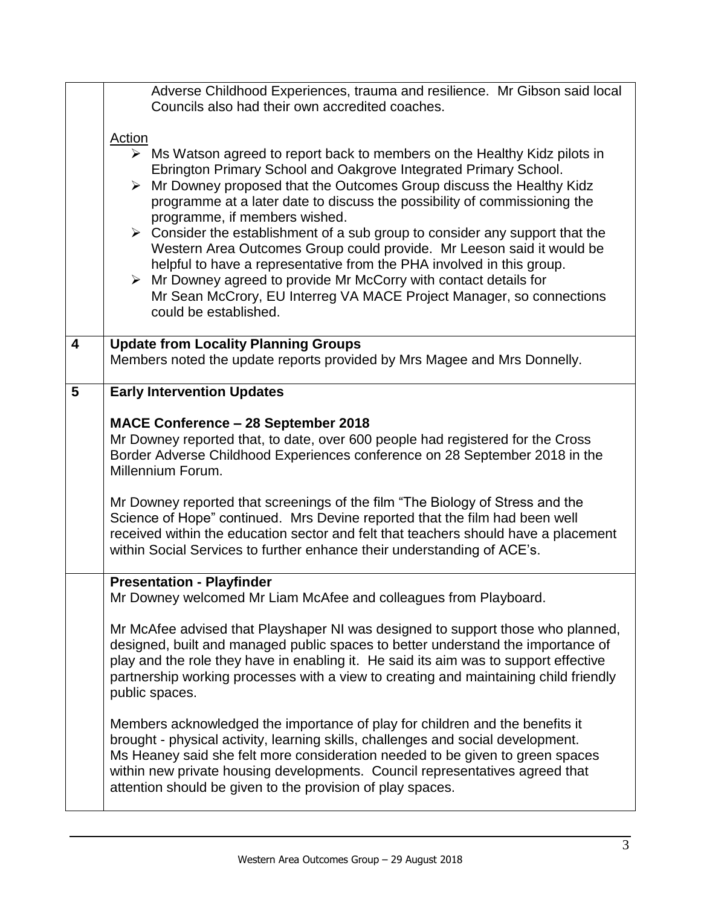Adverse Childhood Experiences, trauma and resilience. Mr Gibson said local Councils also had their own accredited coaches.

Action

- Ms Watson agreed to report back to members on the Healthy Kidz pilots in Ebrington Primary School and Oakgrove Integrated Primary School.
- Mr Downey proposed that the Outcomes Group discuss the Healthy Kidz programme at a later date to discuss the possibility of commissioning the programme, if members wished.
- Consider the establishment of a sub group to consider any support that the Western Area Outcomes Group could provide. Mr Leeson said it would be helpful to have a representative from the PHA involved in this group.
- Mr Downey agreed to provide Mr McCorry with contact details for Mr Sean McCrory, EU Interreg VA MACE Project Manager, so connections could be established.

## 4 Update from Locality Planning Groups

Members noted the update reports provided by Mrs Magee and Mrs Donnelly.

## 5 Early Intervention Updates

**MACE Conference – 28 September 2018**

Mr Downey reported that, to date, over 600 people had registered for the Cross Border Adverse Childhood Experiences conference on 28 September 2018 in the Millennium Forum.

Mr Downey reported that screenings of the film "The Biology of Stress and the Science of Hope" continued. Mrs Devine reported that the film had been well received within the education sector and felt that teachers should have a placement within Social Services to further enhance their understanding of ACE's.

**Presentation - Playfinder**

Mr Downey welcomed Mr Liam McAfee and colleagues from Playboard.

Mr McAfee advised that Playshaper NI was designed to support those who planned, designed, built and managed public spaces to better understand the importance of play and the role they have in enabling it. He said its aim was to support effective partnership working processes with a view to creating and maintaining child friendly public spaces.

Members acknowledged the importance of play for children and the benefits it brought - physical activity, learning skills, challenges and social development. Ms Heaney said she felt more consideration needed to be given to green spaces within new private housing developments. Council representatives agreed that attention should be given to the provision of play spaces.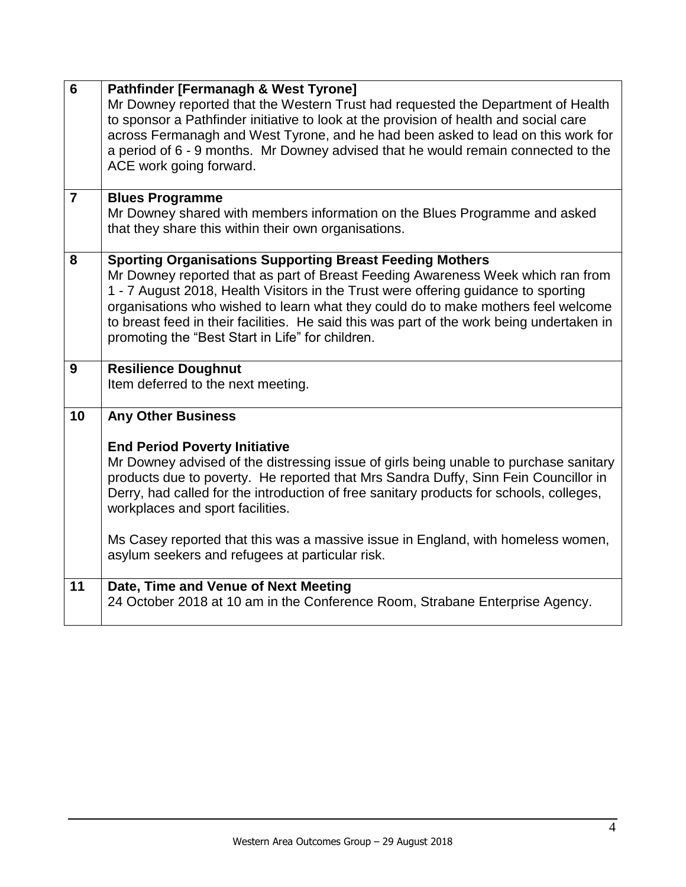| | |
|---|---|
| **6** | **Pathfinder [Fermanagh & West Tyrone]**<br>Mr Downey reported that the Western Trust had requested the Department of Health to sponsor a Pathfinder initiative to look at the provision of health and social care across Fermanagh and West Tyrone, and he had been asked to lead on this work for a period of 6 - 9 months. Mr Downey advised that he would remain connected to the ACE work going forward. |
| **7** | **Blues Programme**<br>Mr Downey shared with members information on the Blues Programme and asked that they share this within their own organisations. |
| **8** | **Sporting Organisations Supporting Breast Feeding Mothers**<br>Mr Downey reported that as part of Breast Feeding Awareness Week which ran from 1 - 7 August 2018, Health Visitors in the Trust were offering guidance to sporting organisations who wished to learn what they could do to make mothers feel welcome to breast feed in their facilities. He said this was part of the work being undertaken in promoting the "Best Start in Life" for children. |
| **9** | **Resilience Doughnut**<br>Item deferred to the next meeting. |
| **10** | **Any Other Business**<br><br>**End Period Poverty Initiative**<br>Mr Downey advised of the distressing issue of girls being unable to purchase sanitary products due to poverty. He reported that Mrs Sandra Duffy, Sinn Fein Councillor in Derry, had called for the introduction of free sanitary products for schools, colleges, workplaces and sport facilities.<br><br>Ms Casey reported that this was a massive issue in England, with homeless women, asylum seekers and refugees at particular risk. |
| **11** | **Date, Time and Venue of Next Meeting**<br>24 October 2018 at 10 am in the Conference Room, Strabane Enterprise Agency. |